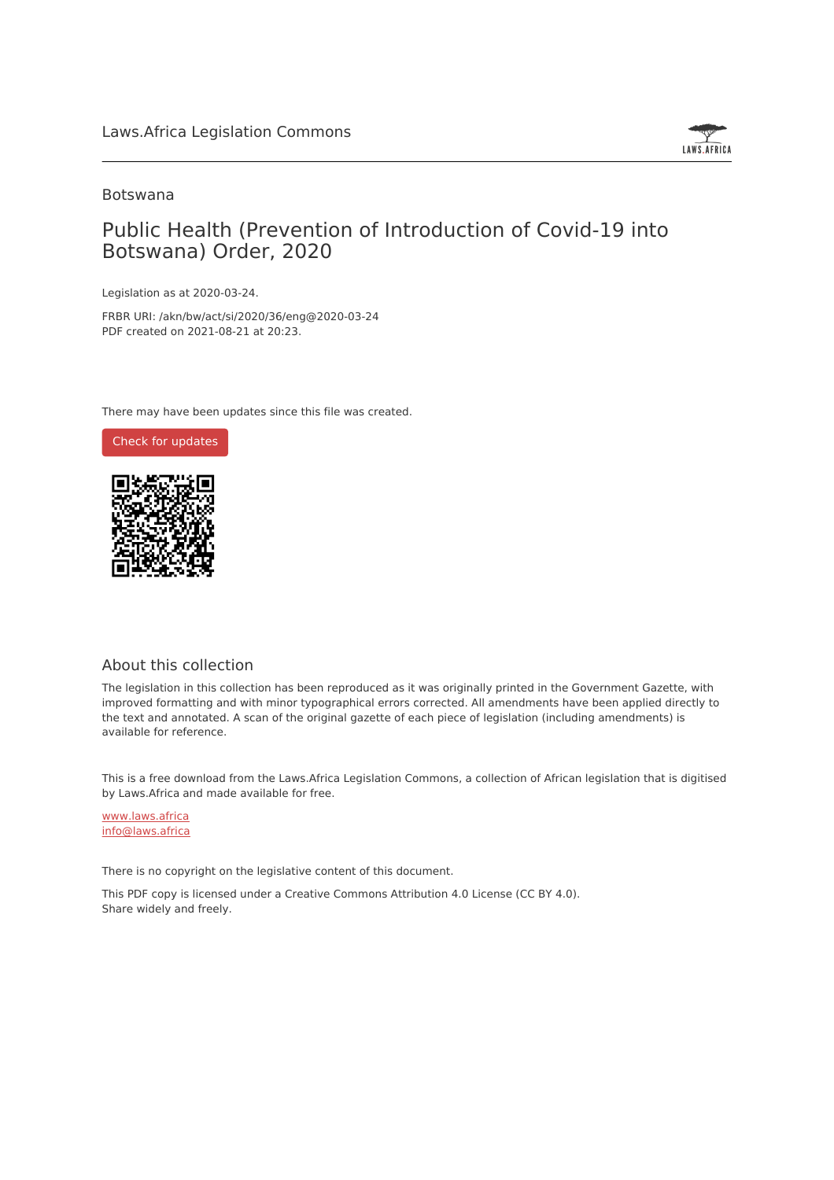Laws.Africa Legislation Commons

Botswana

# Public Health (Prevention of Introduction of Covid-19 into Botswana) Order, 2020

Legislation as at 2020-03-24.

FRBR URI: /akn/bw/act/si/2020/36/eng@2020-03-24
PDF created on 2021-08-21 at 20:23.

There may have been updates since this file was created.

Check for updates

## About this collection

The legislation in this collection has been reproduced as it was originally printed in the Government Gazette, with improved formatting and with minor typographical errors corrected. All amendments have been applied directly to the text and annotated. A scan of the original gazette of each piece of legislation (including amendments) is available for reference.

This is a free download from the Laws.Africa Legislation Commons, a collection of African legislation that is digitised by Laws.Africa and made available for free.

www.laws.africa
info@laws.africa

There is no copyright on the legislative content of this document.

This PDF copy is licensed under a Creative Commons Attribution 4.0 License (CC BY 4.0).
Share widely and freely.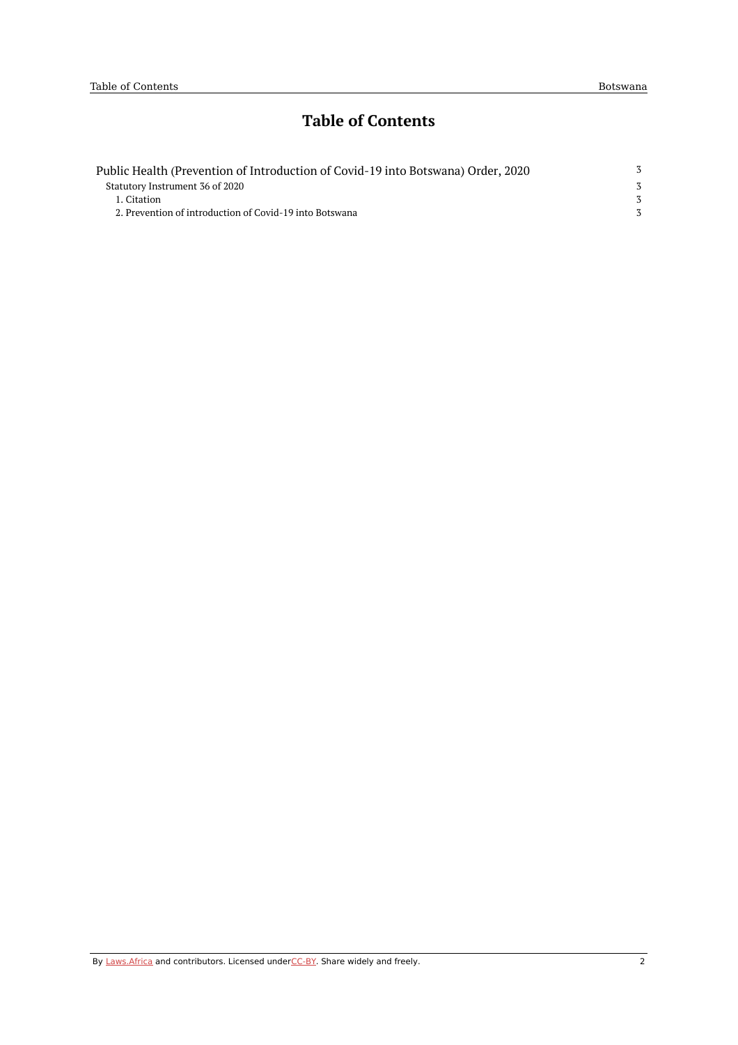# Table of Contents

| | |
|---|---|
| Public Health (Prevention of Introduction of Covid-19 into Botswana) Order, 2020 | 3 |
| Statutory Instrument 36 of 2020 | 3 |
| 1. Citation | 3 |
| 2. Prevention of introduction of Covid-19 into Botswana | 3 |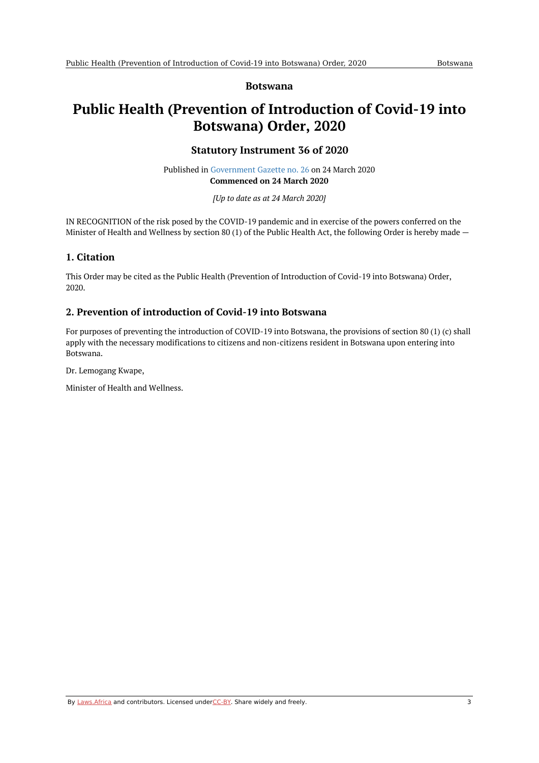**Botswana**

# Public Health (Prevention of Introduction of Covid-19 into Botswana) Order, 2020

## Statutory Instrument 36 of 2020

Published in Government Gazette no. 26 on 24 March 2020
**Commenced on 24 March 2020**

*[Up to date as at 24 March 2020]*

IN RECOGNITION of the risk posed by the COVID-19 pandemic and in exercise of the powers conferred on the Minister of Health and Wellness by section 80 (1) of the Public Health Act, the following Order is hereby made —

### 1. Citation

This Order may be cited as the Public Health (Prevention of Introduction of Covid-19 into Botswana) Order, 2020.

### 2. Prevention of introduction of Covid-19 into Botswana

For purposes of preventing the introduction of COVID-19 into Botswana, the provisions of section 80 (1) (c) shall apply with the necessary modifications to citizens and non-citizens resident in Botswana upon entering into Botswana.

Dr. Lemogang Kwape,

Minister of Health and Wellness.